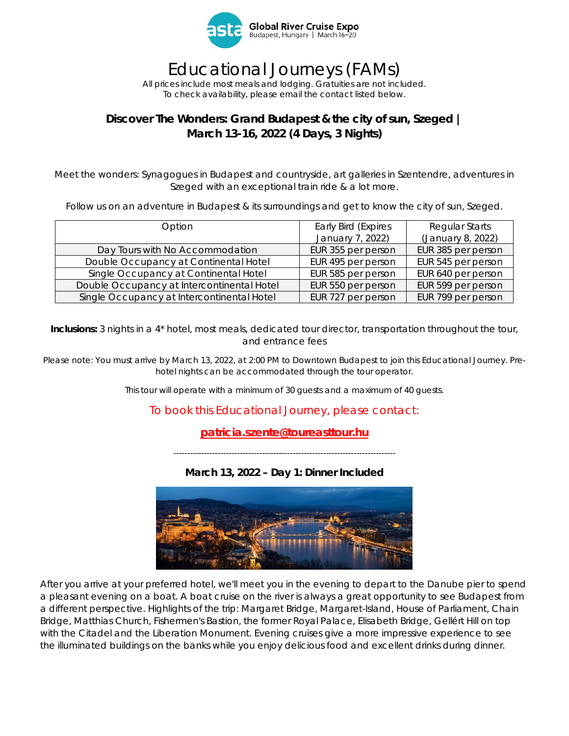Global River Cruise Expo
Budapest, Hungary | March 16–20

# Educational Journeys (FAMs)

All prices include most meals and lodging. Gratuities are not included.
To check availability, please email the contact listed below.

## Discover The Wonders: Grand Budapest & the city of sun, Szeged | March 13-16, 2022 (4 Days, 3 Nights)

Meet the wonders: Synagogues in Budapest and countryside, art galleries in Szentendre, adventures in Szeged with an exceptional train ride & a lot more.

Follow us on an adventure in Budapest & its surroundings and get to know the city of sun, Szeged.

| Option | Early Bird (Expires January 7, 2022) | Regular Starts (January 8, 2022) |
|---|---|---|
| Day Tours with No Accommodation | EUR 355 per person | EUR 385 per person |
| Double Occupancy at Continental Hotel | EUR 495 per person | EUR 545 per person |
| Single Occupancy at Continental Hotel | EUR 585 per person | EUR 640 per person |
| Double Occupancy at Intercontinental Hotel | EUR 550 per person | EUR 599 per person |
| Single Occupancy at Intercontinental Hotel | EUR 727 per person | EUR 799 per person |

**Inclusions:** 3 nights in a 4* hotel, most meals, dedicated tour director, transportation throughout the tour, and entrance fees

Please note: You must arrive by March 13, 2022, at 2:00 PM to Downtown Budapest to join this Educational Journey. Pre-hotel nights can be accommodated through the tour operator.

This tour will operate with a minimum of 30 guests and a maximum of 40 guests.

To book this Educational Journey, please contact:

**patricia.szente@toureasttour.hu**

--------------------------------------------------------------------------------

### March 13, 2022 – Day 1: Dinner Included

After you arrive at your preferred hotel, we'll meet you in the evening to depart to the Danube pier to spend a pleasant evening on a boat. A boat cruise on the river is always a great opportunity to see Budapest from a different perspective. Highlights of the trip: Margaret Bridge, Margaret-Island, House of Parliament, Chain Bridge, Matthias Church, Fishermen's Bastion, the former Royal Palace, Elisabeth Bridge, Gellért Hill on top with the Citadel and the Liberation Monument. Evening cruises give a more impressive experience to see the illuminated buildings on the banks while you enjoy delicious food and excellent drinks during dinner.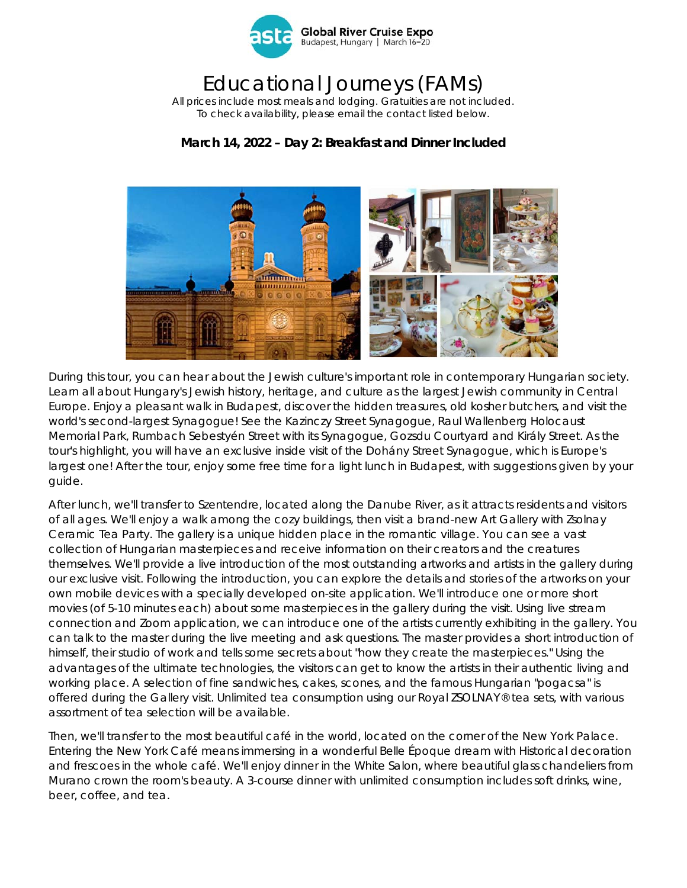# Educational Journeys (FAMs)

All prices include most meals and lodging. Gratuities are not included.
To check availability, please email the contact listed below.

**March 14, 2022 – Day 2: Breakfast and Dinner Included**

During this tour, you can hear about the Jewish culture's important role in contemporary Hungarian society. Learn all about Hungary's Jewish history, heritage, and culture as the largest Jewish community in Central Europe. Enjoy a pleasant walk in Budapest, discover the hidden treasures, old kosher butchers, and visit the world's second-largest Synagogue! See the Kazinczy Street Synagogue, Raul Wallenberg Holocaust Memorial Park, Rumbach Sebestyén Street with its Synagogue, Gozsdu Courtyard and Király Street. As the tour's highlight, you will have an exclusive inside visit of the Dohány Street Synagogue, which is Europe's largest one! After the tour, enjoy some free time for a light lunch in Budapest, with suggestions given by your guide.

After lunch, we'll transfer to Szentendre, located along the Danube River, as it attracts residents and visitors of all ages. We'll enjoy a walk among the cozy buildings, then visit a brand-new Art Gallery with Zsolnay Ceramic Tea Party. The gallery is a unique hidden place in the romantic village. You can see a vast collection of Hungarian masterpieces and receive information on their creators and the creatures themselves. We'll provide a live introduction of the most outstanding artworks and artists in the gallery during our exclusive visit. Following the introduction, you can explore the details and stories of the artworks on your own mobile devices with a specially developed on-site application. We'll introduce one or more short movies (of 5-10 minutes each) about some masterpieces in the gallery during the visit. Using live stream connection and Zoom application, we can introduce one of the artists currently exhibiting in the gallery. You can talk to the master during the live meeting and ask questions. The master provides a short introduction of himself, their studio of work and tells some secrets about "how they create the masterpieces." Using the advantages of the ultimate technologies, the visitors can get to know the artists in their authentic living and working place. A selection of fine sandwiches, cakes, scones, and the famous Hungarian "pogacsa" is offered during the Gallery visit. Unlimited tea consumption using our Royal ZSOLNAY® tea sets, with various assortment of tea selection will be available.

Then, we'll transfer to the most beautiful café in the world, located on the corner of the New York Palace. Entering the New York Café means immersing in a wonderful Belle Époque dream with Historical decoration and frescoes in the whole café. We'll enjoy dinner in the White Salon, where beautiful glass chandeliers from Murano crown the room's beauty. A 3-course dinner with unlimited consumption includes soft drinks, wine, beer, coffee, and tea.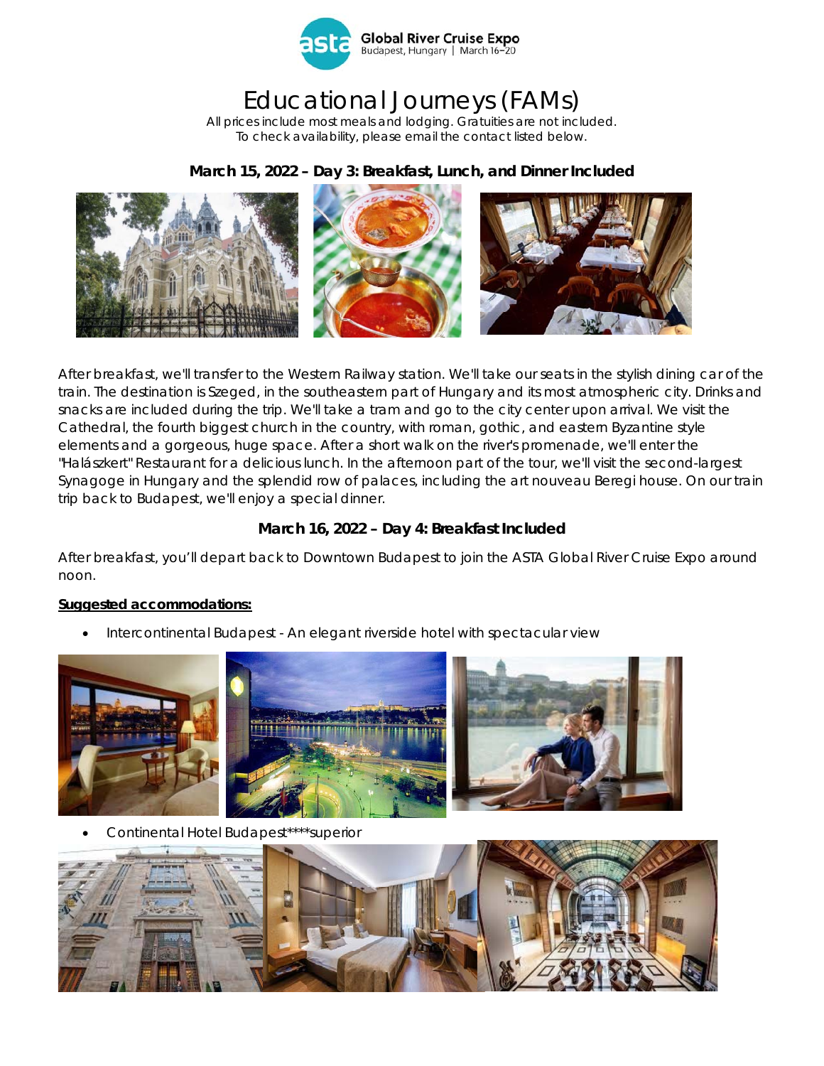# Educational Journeys (FAMs)

All prices include most meals and lodging. Gratuities are not included.
To check availability, please email the contact listed below.

### March 15, 2022 – Day 3: Breakfast, Lunch, and Dinner Included

After breakfast, we'll transfer to the Western Railway station. We'll take our seats in the stylish dining car of the train. The destination is Szeged, in the southeastern part of Hungary and its most atmospheric city. Drinks and snacks are included during the trip. We'll take a tram and go to the city center upon arrival. We visit the Cathedral, the fourth biggest church in the country, with roman, gothic, and eastern Byzantine style elements and a gorgeous, huge space. After a short walk on the river's promenade, we'll enter the "Halászkert" Restaurant for a delicious lunch. In the afternoon part of the tour, we'll visit the second-largest Synagoge in Hungary and the splendid row of palaces, including the art nouveau Beregi house. On our train trip back to Budapest, we'll enjoy a special dinner.

### March 16, 2022 – Day 4: Breakfast Included

After breakfast, you'll depart back to Downtown Budapest to join the ASTA Global River Cruise Expo around noon.

**Suggested accommodations:**

- Intercontinental Budapest - An elegant riverside hotel with spectacular view
- Continental Hotel Budapest****superior